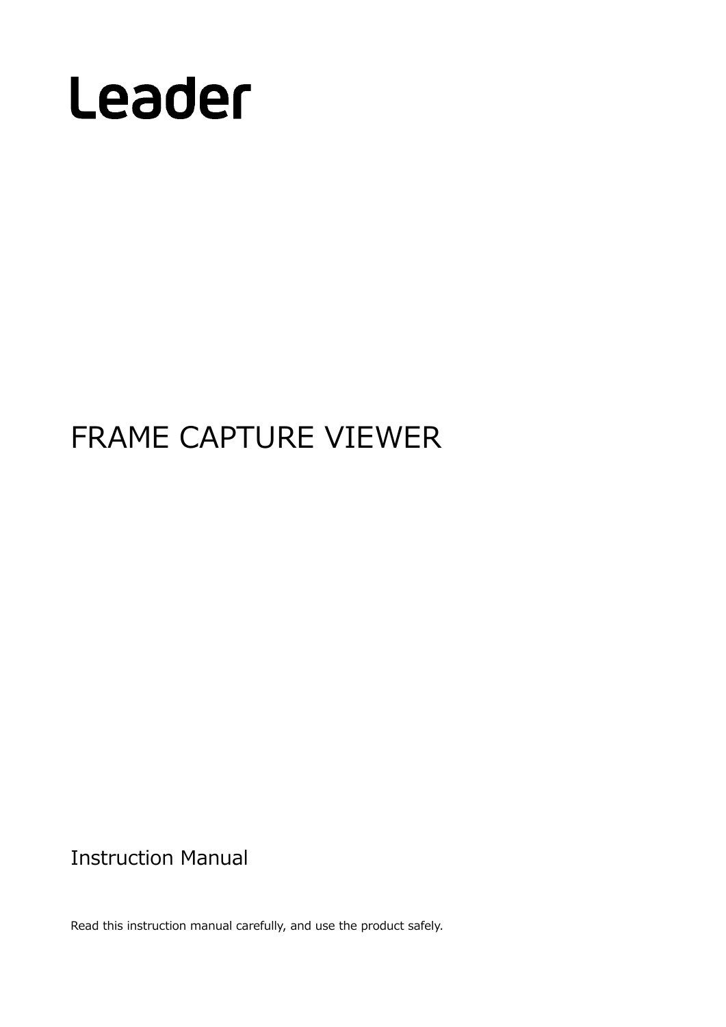# Leader

# FRAME CAPTURE VIEWER

## Instruction Manual

Read this instruction manual carefully, and use the product safely.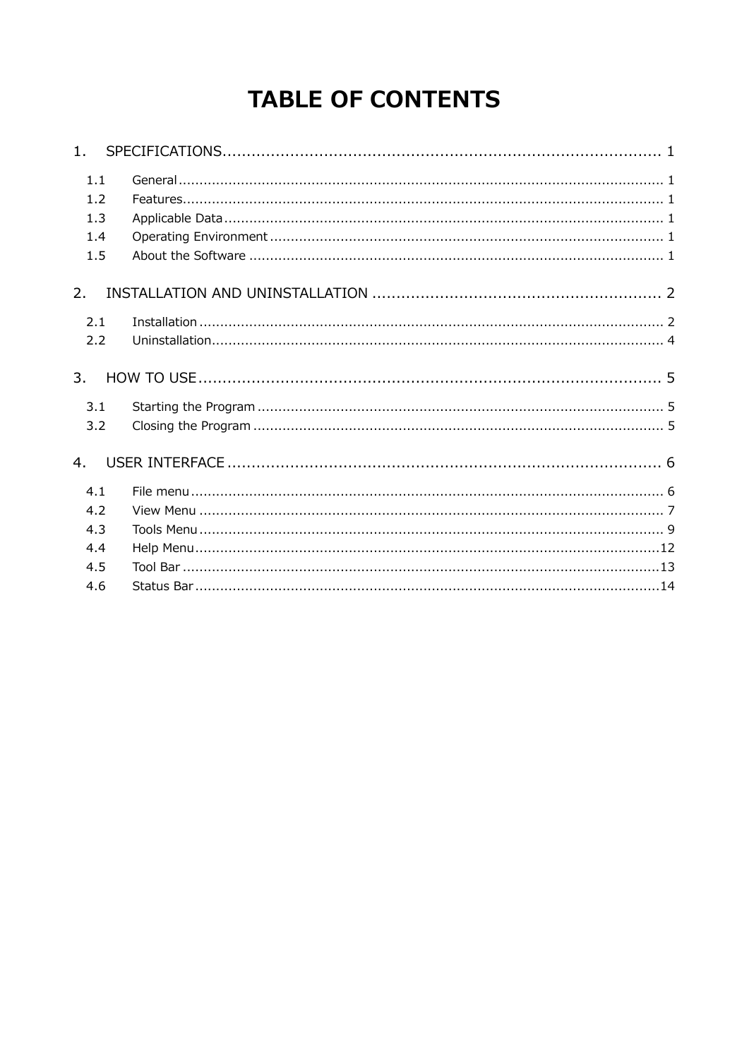# TABLE OF CONTENTS

1. SPECIFICATIONS ........................................................................................ 1
   - 1.1 General ........................................................................................ 1
   - 1.2 Features ........................................................................................ 1
   - 1.3 Applicable Data ........................................................................................ 1
   - 1.4 Operating Environment ........................................................................................ 1
   - 1.5 About the Software ........................................................................................ 1
2. INSTALLATION AND UNINSTALLATION ........................................................................................ 2
   - 2.1 Installation ........................................................................................ 2
   - 2.2 Uninstallation ........................................................................................ 4
3. HOW TO USE ........................................................................................ 5
   - 3.1 Starting the Program ........................................................................................ 5
   - 3.2 Closing the Program ........................................................................................ 5
4. USER INTERFACE ........................................................................................ 6
   - 4.1 File menu ........................................................................................ 6
   - 4.2 View Menu ........................................................................................ 7
   - 4.3 Tools Menu ........................................................................................ 9
   - 4.4 Help Menu ........................................................................................ 12
   - 4.5 Tool Bar ........................................................................................ 13
   - 4.6 Status Bar ........................................................................................ 14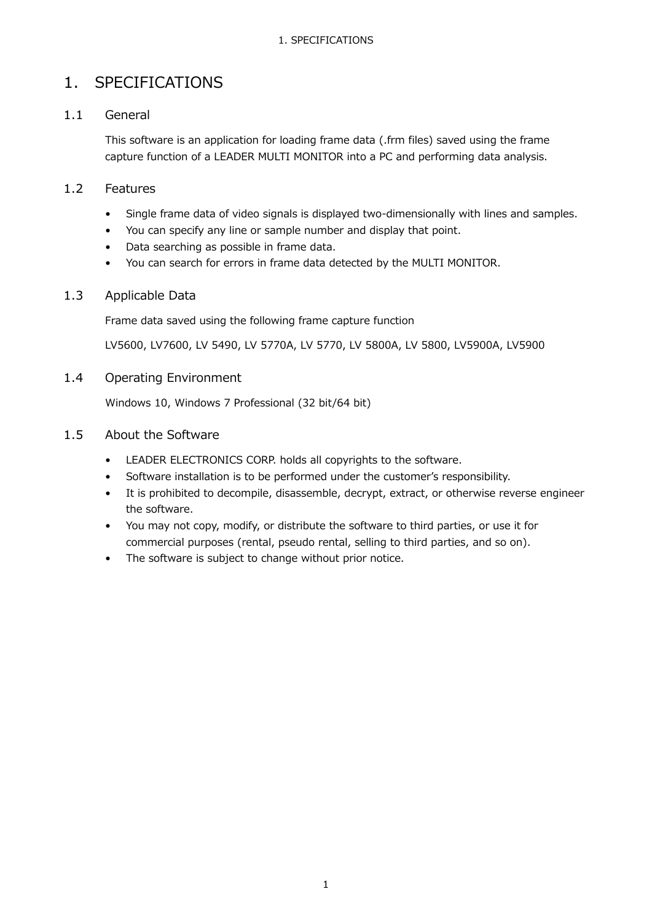# 1. SPECIFICATIONS

## 1.1 General

This software is an application for loading frame data (.frm files) saved using the frame capture function of a LEADER MULTI MONITOR into a PC and performing data analysis.

## 1.2 Features

- Single frame data of video signals is displayed two-dimensionally with lines and samples.
- You can specify any line or sample number and display that point.
- Data searching as possible in frame data.
- You can search for errors in frame data detected by the MULTI MONITOR.

## 1.3 Applicable Data

Frame data saved using the following frame capture function

LV5600, LV7600, LV 5490, LV 5770A, LV 5770, LV 5800A, LV 5800, LV5900A, LV5900

## 1.4 Operating Environment

Windows 10, Windows 7 Professional (32 bit/64 bit)

## 1.5 About the Software

- LEADER ELECTRONICS CORP. holds all copyrights to the software.
- Software installation is to be performed under the customer's responsibility.
- It is prohibited to decompile, disassemble, decrypt, extract, or otherwise reverse engineer the software.
- You may not copy, modify, or distribute the software to third parties, or use it for commercial purposes (rental, pseudo rental, selling to third parties, and so on).
- The software is subject to change without prior notice.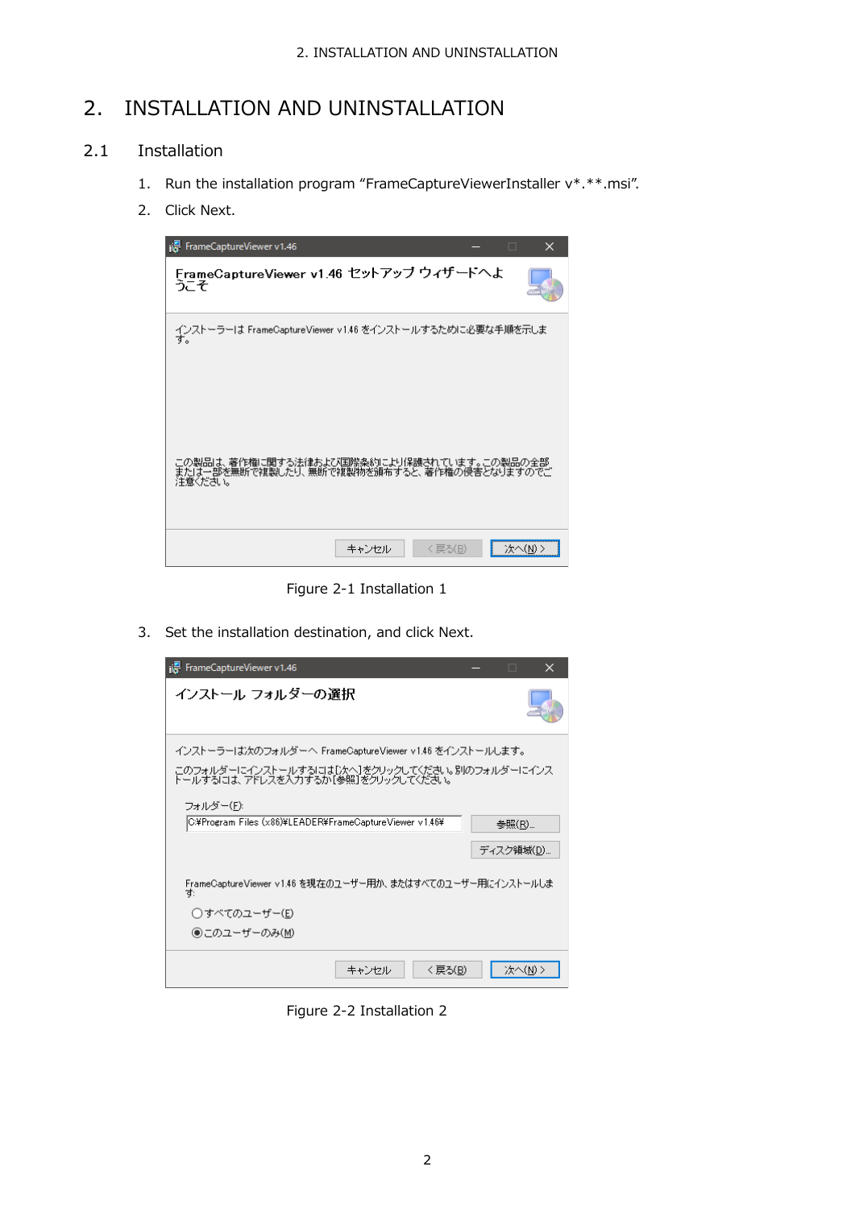# 2. INSTALLATION AND UNINSTALLATION

## 2.1 Installation

1. Run the installation program “FrameCaptureViewerInstaller v*.**.msi”.
2. Click Next.

Figure 2-1 Installation 1

3. Set the installation destination, and click Next.

Figure 2-2 Installation 2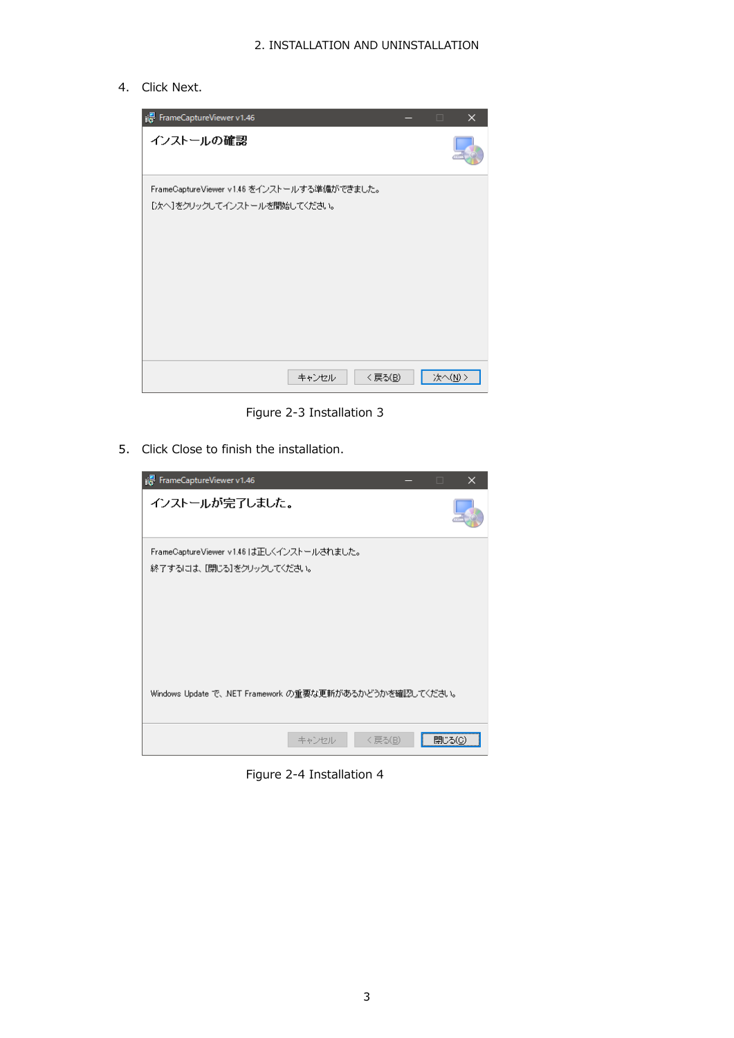4. Click Next.

Figure 2-3 Installation 3

5. Click Close to finish the installation.

Figure 2-4 Installation 4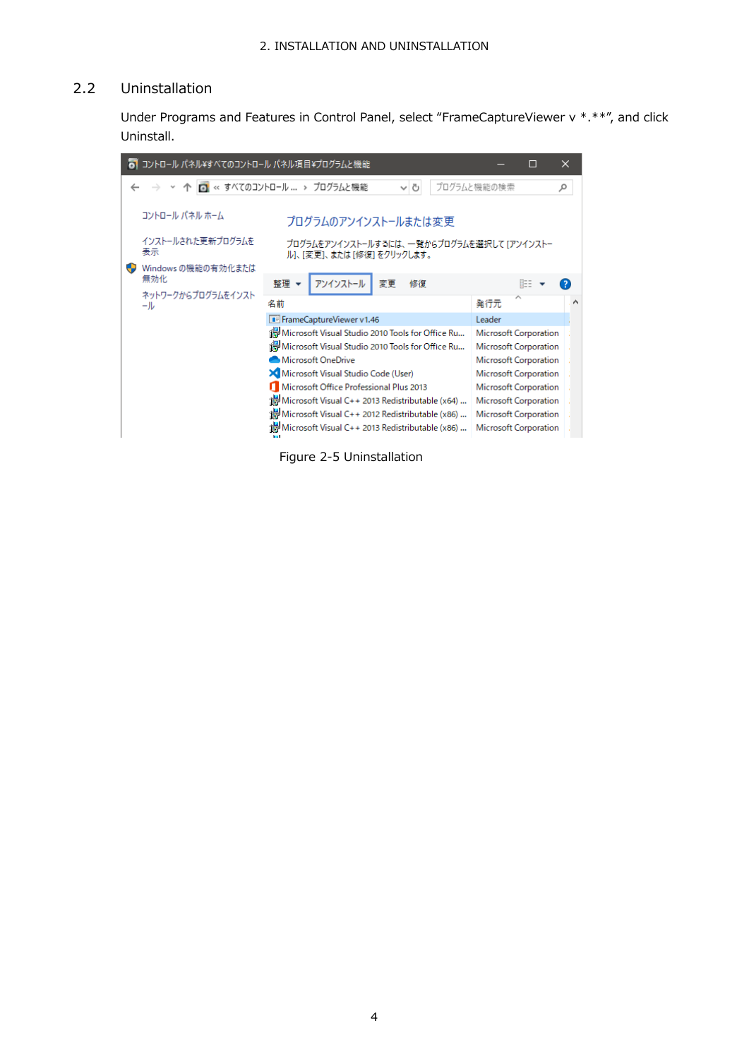## 2.2 Uninstallation

Under Programs and Features in Control Panel, select “FrameCaptureViewer v *.**”, and click Uninstall.

Figure 2-5 Uninstallation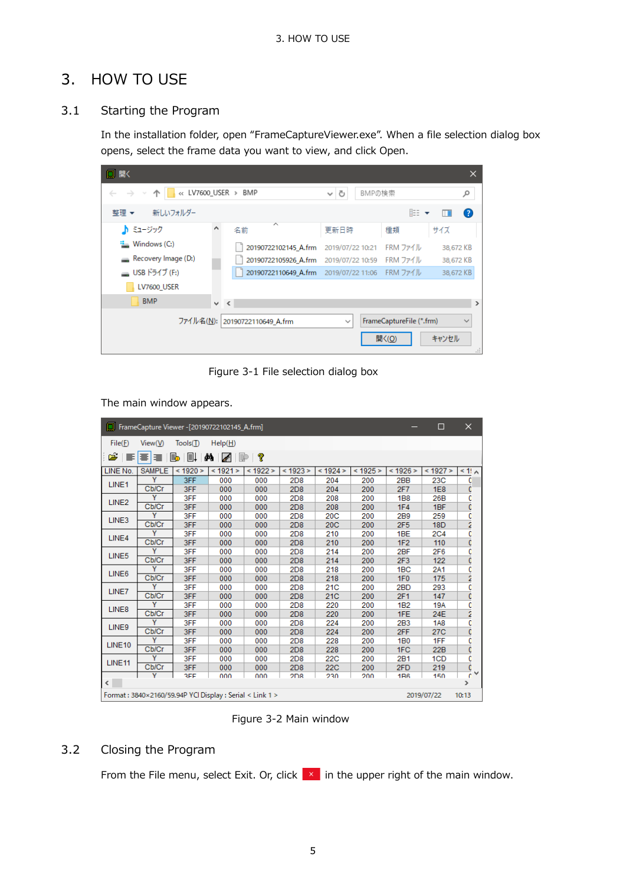# 3. HOW TO USE

## 3.1 Starting the Program

In the installation folder, open "FrameCaptureViewer.exe". When a file selection dialog box opens, select the frame data you want to view, and click Open.

Figure 3-1 File selection dialog box

The main window appears.

Figure 3-2 Main window

## 3.2 Closing the Program

From the File menu, select Exit. Or, click × in the upper right of the main window.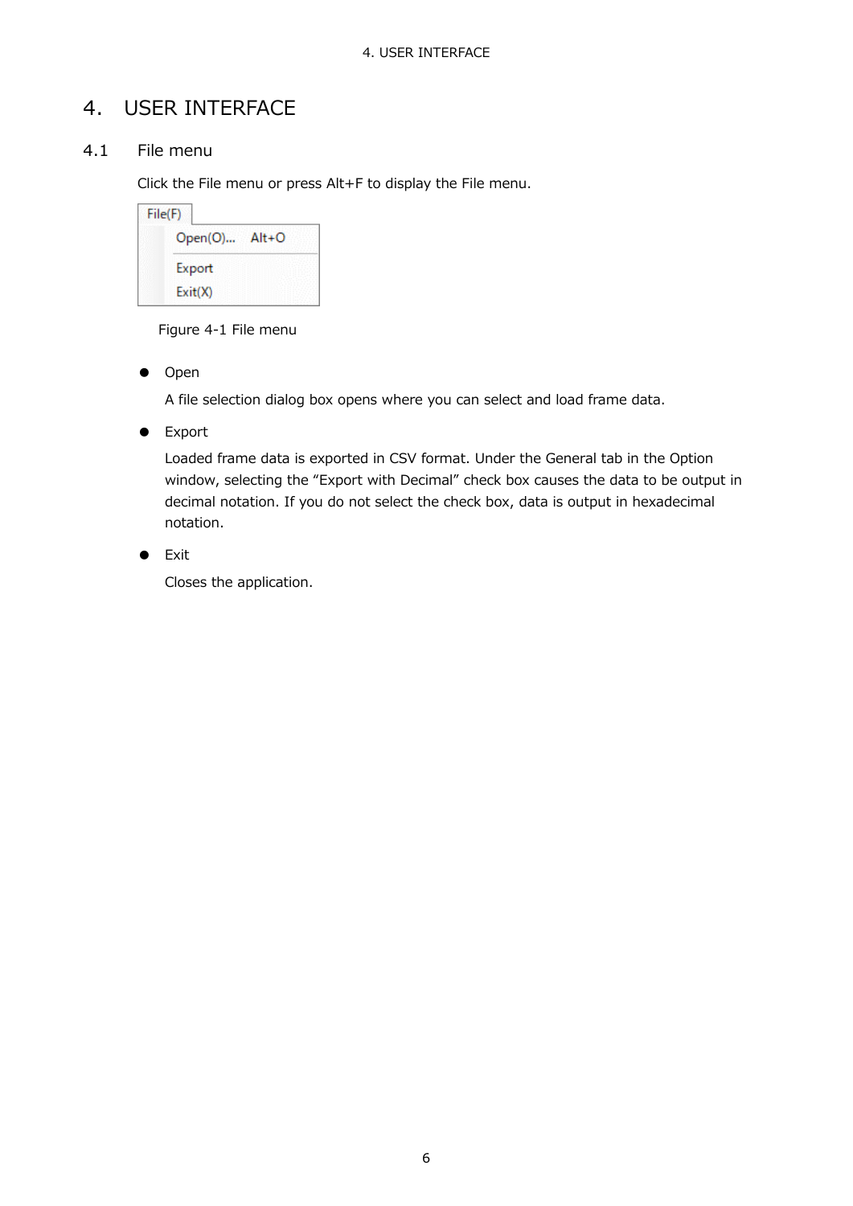# 4. USER INTERFACE

## 4.1 File menu

Click the File menu or press Alt+F to display the File menu.

Figure 4-1 File menu

- Open

  A file selection dialog box opens where you can select and load frame data.

- Export

  Loaded frame data is exported in CSV format. Under the General tab in the Option window, selecting the "Export with Decimal" check box causes the data to be output in decimal notation. If you do not select the check box, data is output in hexadecimal notation.

- Exit

  Closes the application.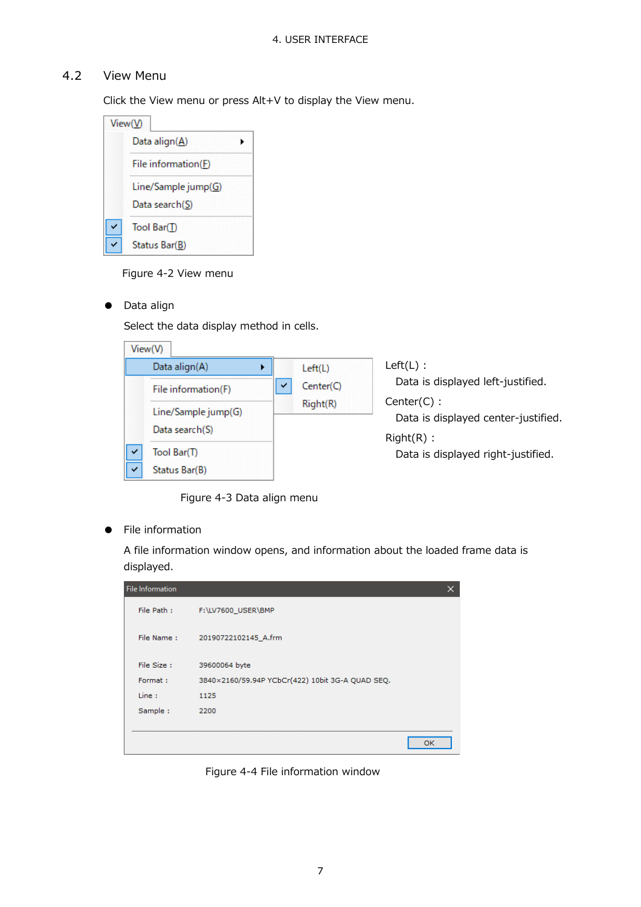## 4.2 View Menu

Click the View menu or press Alt+V to display the View menu.

Figure 4-2 View menu

- Data align

  Select the data display method in cells.

Left(L) :
Data is displayed left-justified.

Center(C) :
Data is displayed center-justified.

Right(R) :
Data is displayed right-justified.

Figure 4-3 Data align menu

- File information

  A file information window opens, and information about the loaded frame data is displayed.

Figure 4-4 File information window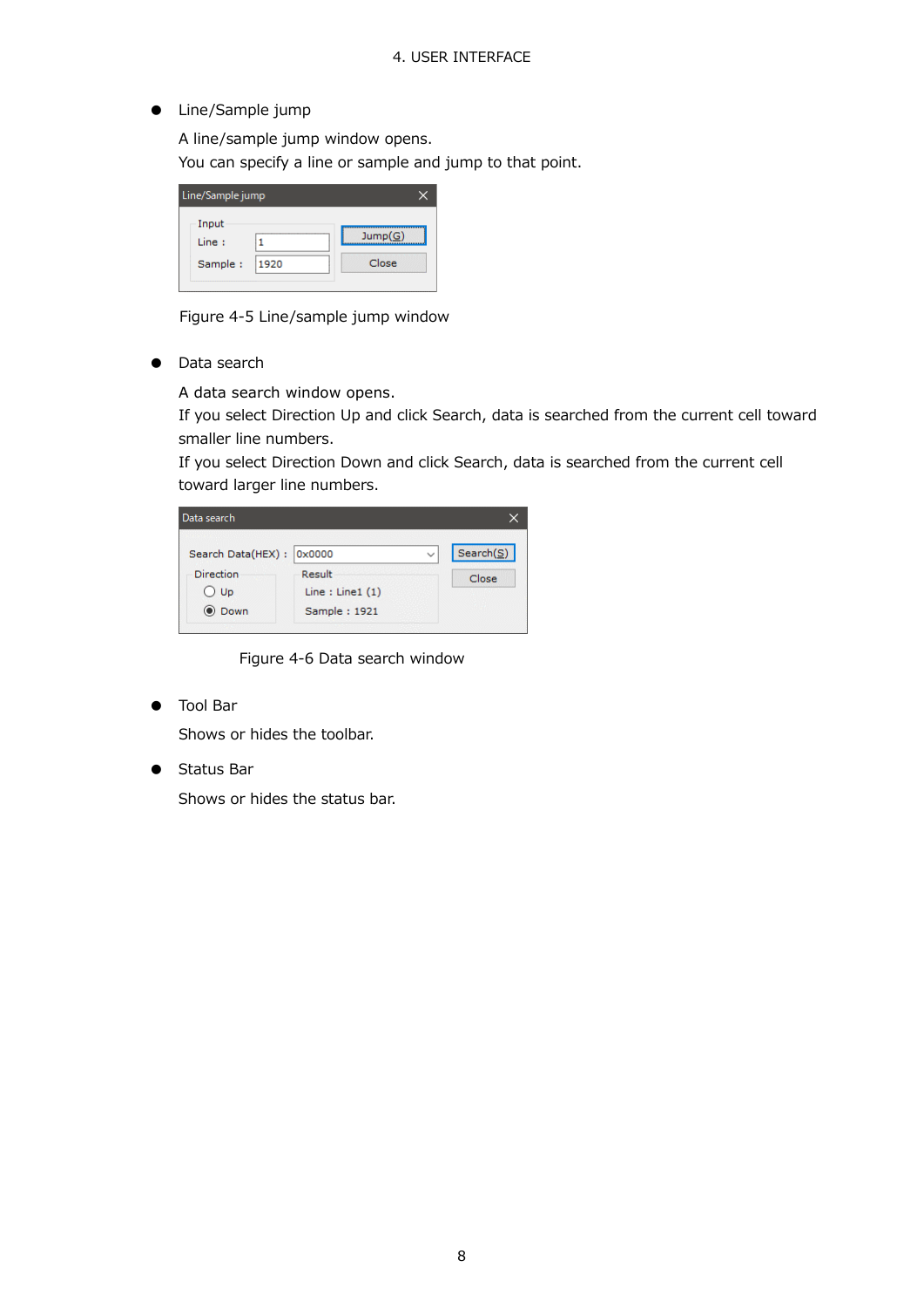- Line/Sample jump

  A line/sample jump window opens.
  You can specify a line or sample and jump to that point.

  Figure 4-5 Line/sample jump window

- Data search

  A data search window opens.
  If you select Direction Up and click Search, data is searched from the current cell toward smaller line numbers.
  If you select Direction Down and click Search, data is searched from the current cell toward larger line numbers.

  Figure 4-6 Data search window

- Tool Bar

  Shows or hides the toolbar.

- Status Bar

  Shows or hides the status bar.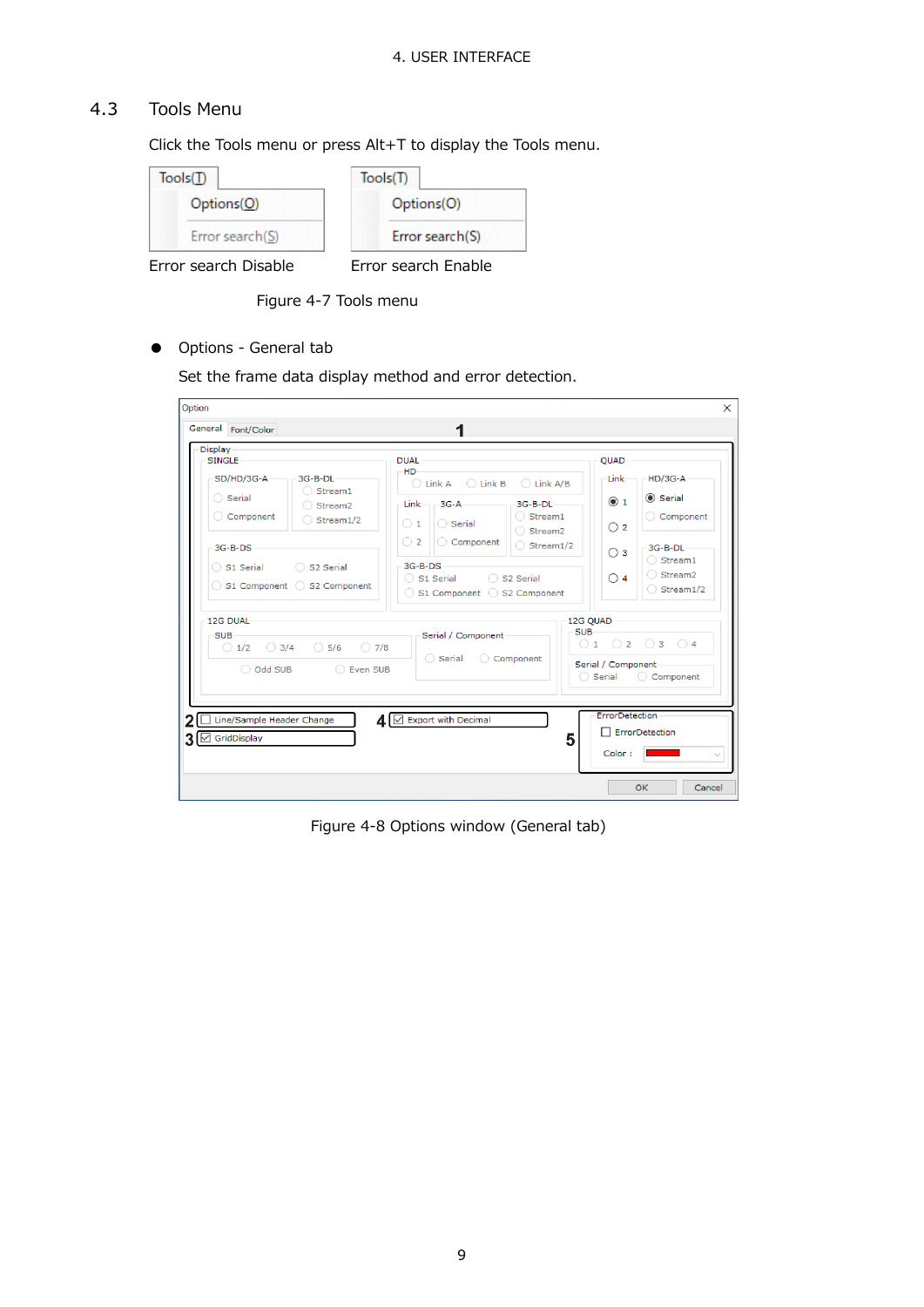## 4.3 Tools Menu

Click the Tools menu or press Alt+T to display the Tools menu.

Error search Disable    Error search Enable

Figure 4-7 Tools menu

- Options - General tab

  Set the frame data display method and error detection.

Figure 4-8 Options window (General tab)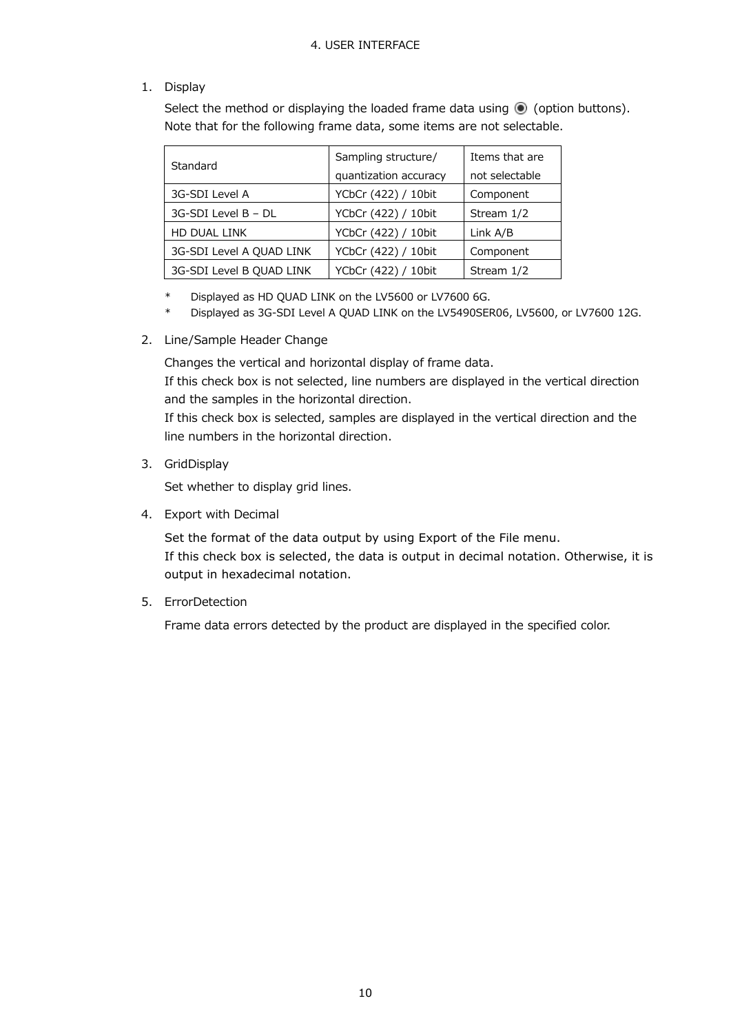1. Display

   Select the method or displaying the loaded frame data using ◉ (option buttons).
   Note that for the following frame data, some items are not selectable.

| Standard | Sampling structure/ quantization accuracy | Items that are not selectable |
|---|---|---|
| 3G-SDI Level A | YCbCr (422) / 10bit | Component |
| 3G-SDI Level B – DL | YCbCr (422) / 10bit | Stream 1/2 |
| HD DUAL LINK | YCbCr (422) / 10bit | Link A/B |
| 3G-SDI Level A QUAD LINK | YCbCr (422) / 10bit | Component |
| 3G-SDI Level B QUAD LINK | YCbCr (422) / 10bit | Stream 1/2 |

   \* Displayed as HD QUAD LINK on the LV5600 or LV7600 6G.
   \* Displayed as 3G-SDI Level A QUAD LINK on the LV5490SER06, LV5600, or LV7600 12G.

2. Line/Sample Header Change

   Changes the vertical and horizontal display of frame data.
   If this check box is not selected, line numbers are displayed in the vertical direction and the samples in the horizontal direction.
   If this check box is selected, samples are displayed in the vertical direction and the line numbers in the horizontal direction.

3. GridDisplay

   Set whether to display grid lines.

4. Export with Decimal

   Set the format of the data output by using Export of the File menu.
   If this check box is selected, the data is output in decimal notation. Otherwise, it is output in hexadecimal notation.

5. ErrorDetection

   Frame data errors detected by the product are displayed in the specified color.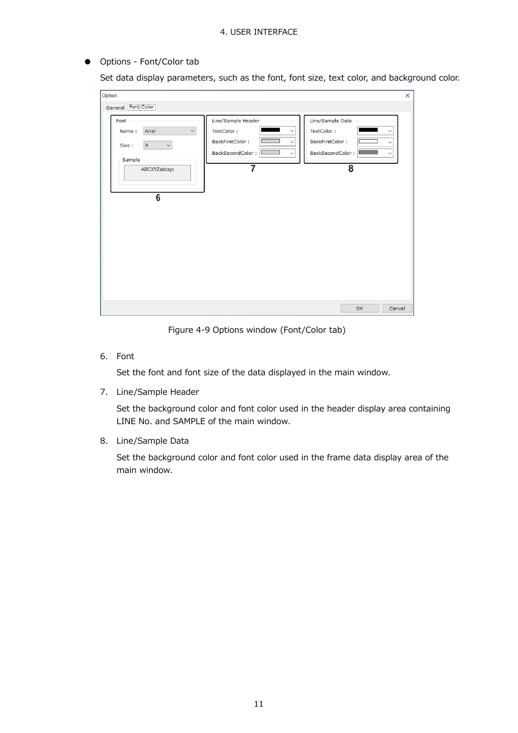- Options - Font/Color tab

  Set data display parameters, such as the font, font size, text color, and background color.

Figure 4-9 Options window (Font/Color tab)

6. Font

   Set the font and font size of the data displayed in the main window.

7. Line/Sample Header

   Set the background color and font color used in the header display area containing LINE No. and SAMPLE of the main window.

8. Line/Sample Data

   Set the background color and font color used in the frame data display area of the main window.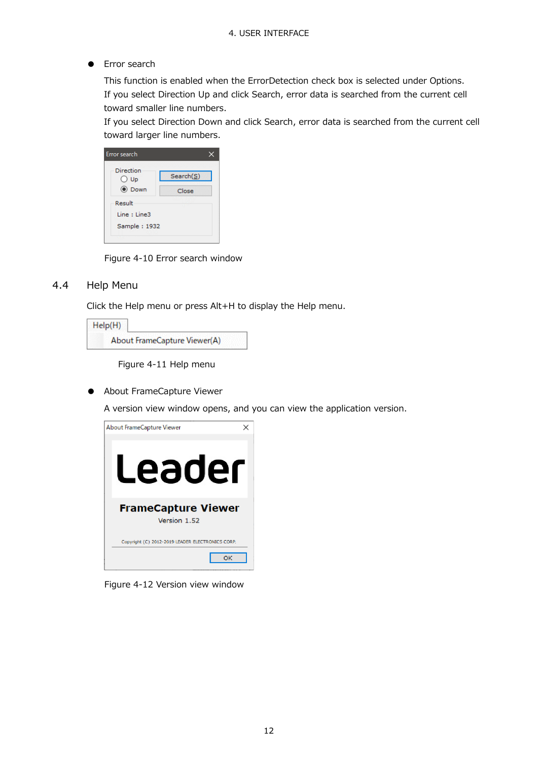- Error search

  This function is enabled when the ErrorDetection check box is selected under Options.
  If you select Direction Up and click Search, error data is searched from the current cell toward smaller line numbers.
  If you select Direction Down and click Search, error data is searched from the current cell toward larger line numbers.

Figure 4-10 Error search window

## 4.4 Help Menu

Click the Help menu or press Alt+H to display the Help menu.

Figure 4-11 Help menu

- About FrameCapture Viewer

  A version view window opens, and you can view the application version.

Figure 4-12 Version view window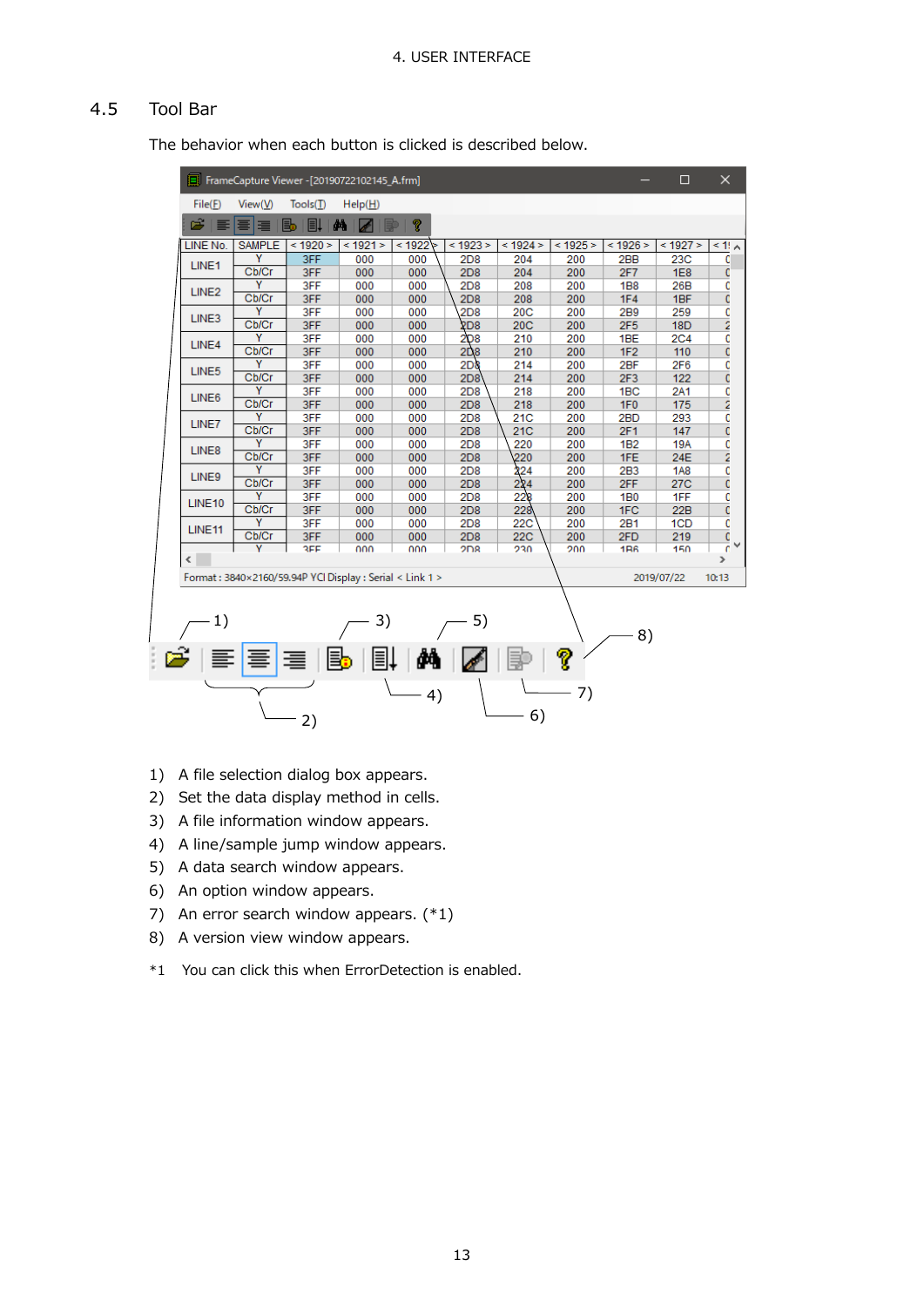## 4.5 Tool Bar

The behavior when each button is clicked is described below.

1) A file selection dialog box appears.
2) Set the data display method in cells.
3) A file information window appears.
4) A line/sample jump window appears.
5) A data search window appears.
6) An option window appears.
7) An error search window appears. (*1)
8) A version view window appears.

*1 You can click this when ErrorDetection is enabled.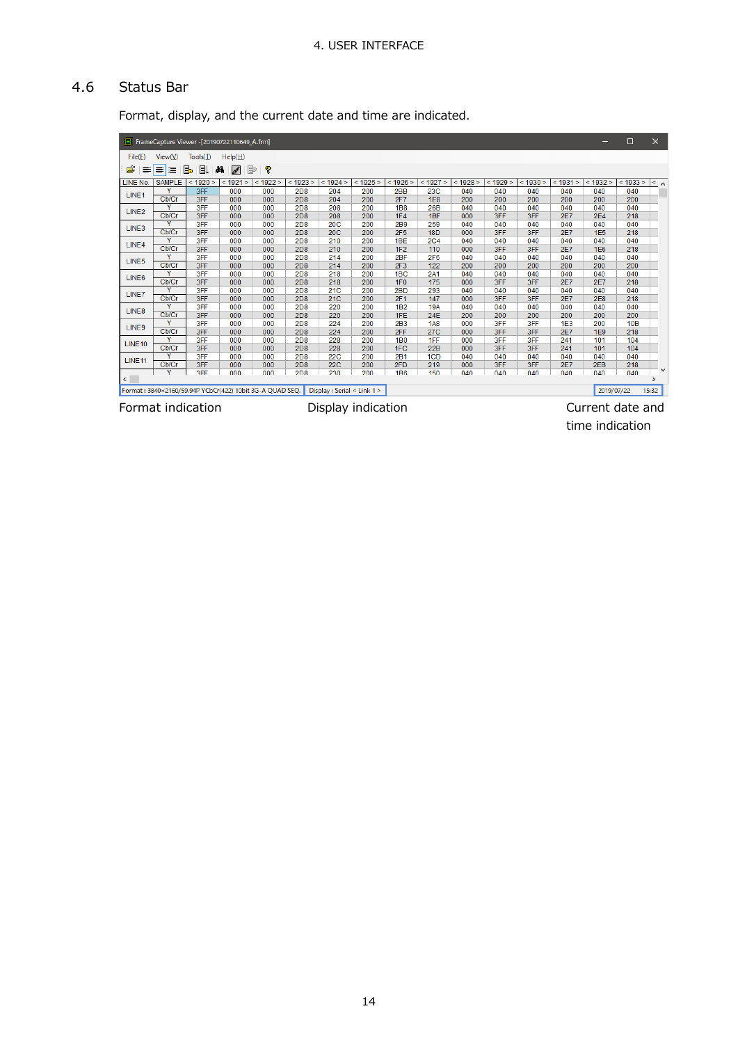## 4.6 Status Bar

Format, display, and the current date and time are indicated.

Format indication　　Display indication　　Current date and time indication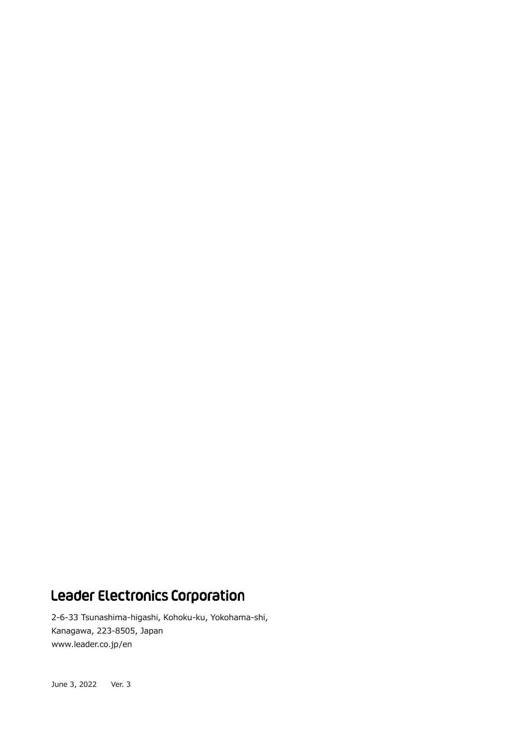# Leader Electronics Corporation

2-6-33 Tsunashima-higashi, Kohoku-ku, Yokohama-shi,
Kanagawa, 223-8505, Japan
www.leader.co.jp/en

June 3, 2022 Ver. 3